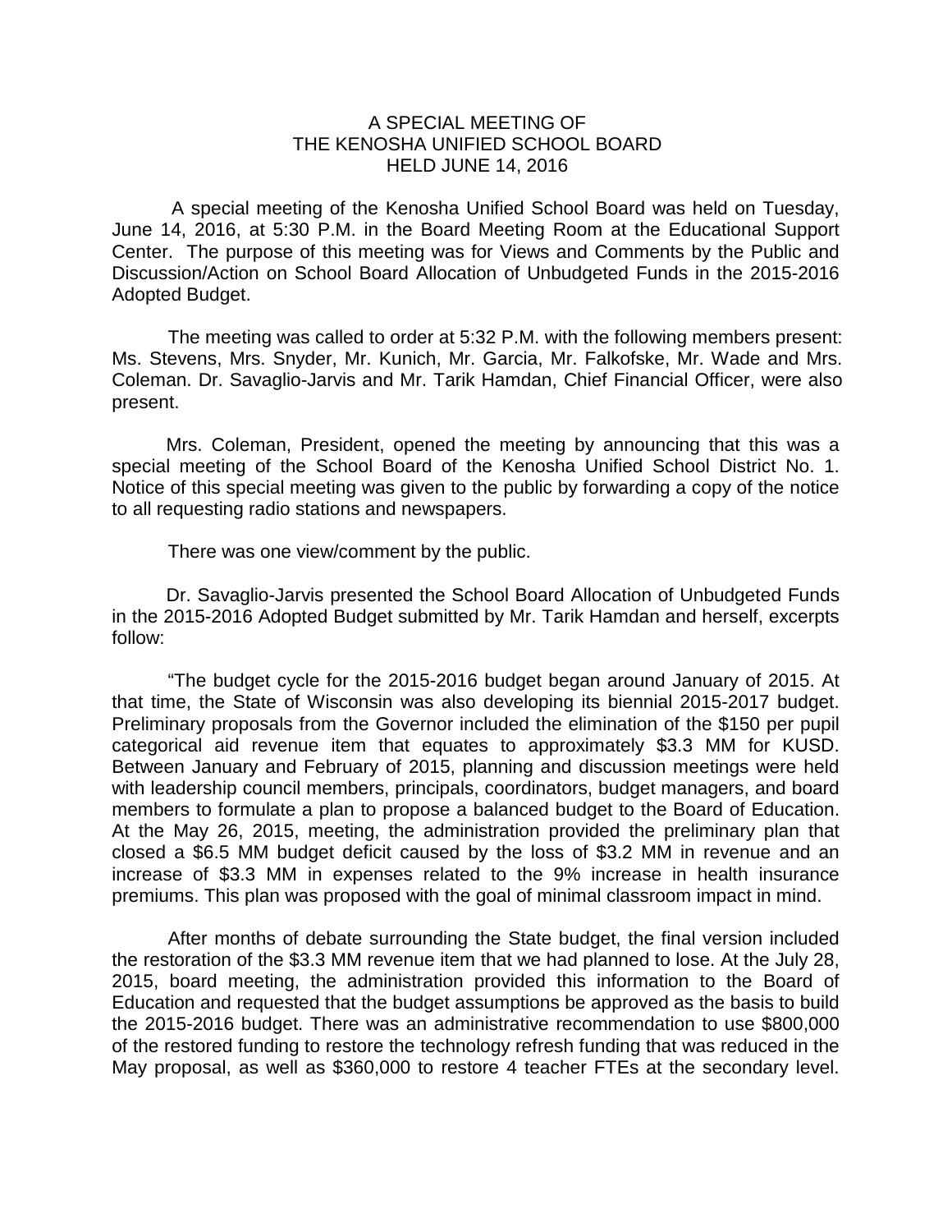# A SPECIAL MEETING OF THE KENOSHA UNIFIED SCHOOL BOARD HELD JUNE 14, 2016

A special meeting of the Kenosha Unified School Board was held on Tuesday, June 14, 2016, at 5:30 P.M. in the Board Meeting Room at the Educational Support Center. The purpose of this meeting was for Views and Comments by the Public and Discussion/Action on School Board Allocation of Unbudgeted Funds in the 2015-2016 Adopted Budget.

The meeting was called to order at 5:32 P.M. with the following members present: Ms. Stevens, Mrs. Snyder, Mr. Kunich, Mr. Garcia, Mr. Falkofske, Mr. Wade and Mrs. Coleman. Dr. Savaglio-Jarvis and Mr. Tarik Hamdan, Chief Financial Officer, were also present.

Mrs. Coleman, President, opened the meeting by announcing that this was a special meeting of the School Board of the Kenosha Unified School District No. 1. Notice of this special meeting was given to the public by forwarding a copy of the notice to all requesting radio stations and newspapers.

There was one view/comment by the public.

Dr. Savaglio-Jarvis presented the School Board Allocation of Unbudgeted Funds in the 2015-2016 Adopted Budget submitted by Mr. Tarik Hamdan and herself, excerpts follow:

"The budget cycle for the 2015-2016 budget began around January of 2015. At that time, the State of Wisconsin was also developing its biennial 2015-2017 budget. Preliminary proposals from the Governor included the elimination of the $150 per pupil categorical aid revenue item that equates to approximately $3.3 MM for KUSD. Between January and February of 2015, planning and discussion meetings were held with leadership council members, principals, coordinators, budget managers, and board members to formulate a plan to propose a balanced budget to the Board of Education. At the May 26, 2015, meeting, the administration provided the preliminary plan that closed a $6.5 MM budget deficit caused by the loss of $3.2 MM in revenue and an increase of $3.3 MM in expenses related to the 9% increase in health insurance premiums. This plan was proposed with the goal of minimal classroom impact in mind.

After months of debate surrounding the State budget, the final version included the restoration of the $3.3 MM revenue item that we had planned to lose. At the July 28, 2015, board meeting, the administration provided this information to the Board of Education and requested that the budget assumptions be approved as the basis to build the 2015-2016 budget. There was an administrative recommendation to use $800,000 of the restored funding to restore the technology refresh funding that was reduced in the May proposal, as well as $360,000 to restore 4 teacher FTEs at the secondary level.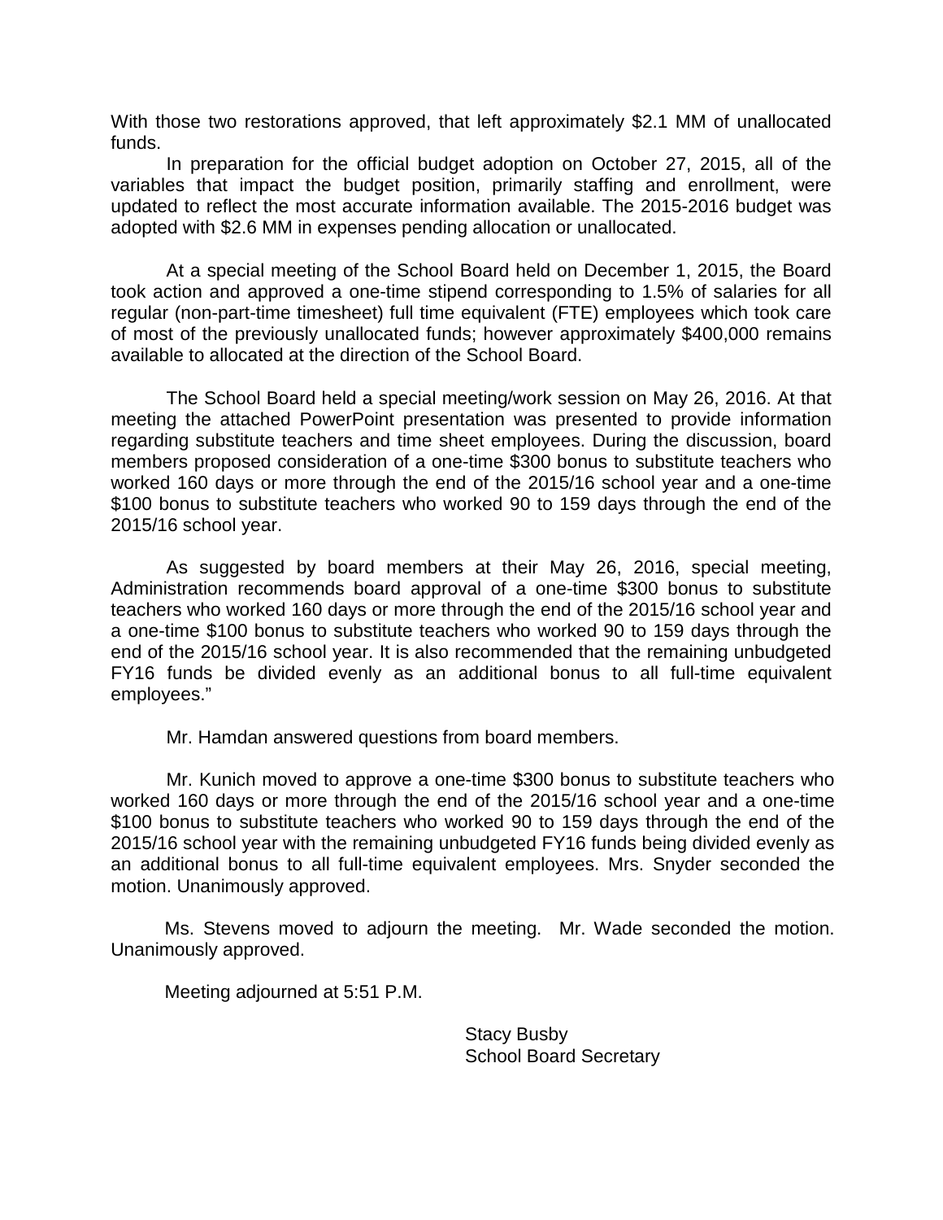With those two restorations approved, that left approximately $2.1 MM of unallocated funds.

In preparation for the official budget adoption on October 27, 2015, all of the variables that impact the budget position, primarily staffing and enrollment, were updated to reflect the most accurate information available. The 2015-2016 budget was adopted with $2.6 MM in expenses pending allocation or unallocated.

At a special meeting of the School Board held on December 1, 2015, the Board took action and approved a one-time stipend corresponding to 1.5% of salaries for all regular (non-part-time timesheet) full time equivalent (FTE) employees which took care of most of the previously unallocated funds; however approximately $400,000 remains available to allocated at the direction of the School Board.

The School Board held a special meeting/work session on May 26, 2016. At that meeting the attached PowerPoint presentation was presented to provide information regarding substitute teachers and time sheet employees. During the discussion, board members proposed consideration of a one-time $300 bonus to substitute teachers who worked 160 days or more through the end of the 2015/16 school year and a one-time $100 bonus to substitute teachers who worked 90 to 159 days through the end of the 2015/16 school year.

As suggested by board members at their May 26, 2016, special meeting, Administration recommends board approval of a one-time $300 bonus to substitute teachers who worked 160 days or more through the end of the 2015/16 school year and a one-time $100 bonus to substitute teachers who worked 90 to 159 days through the end of the 2015/16 school year. It is also recommended that the remaining unbudgeted FY16 funds be divided evenly as an additional bonus to all full-time equivalent employees."

Mr. Hamdan answered questions from board members.

Mr. Kunich moved to approve a one-time $300 bonus to substitute teachers who worked 160 days or more through the end of the 2015/16 school year and a one-time $100 bonus to substitute teachers who worked 90 to 159 days through the end of the 2015/16 school year with the remaining unbudgeted FY16 funds being divided evenly as an additional bonus to all full-time equivalent employees. Mrs. Snyder seconded the motion. Unanimously approved.

Ms. Stevens moved to adjourn the meeting. Mr. Wade seconded the motion. Unanimously approved.

Meeting adjourned at 5:51 P.M.

Stacy Busby
School Board Secretary